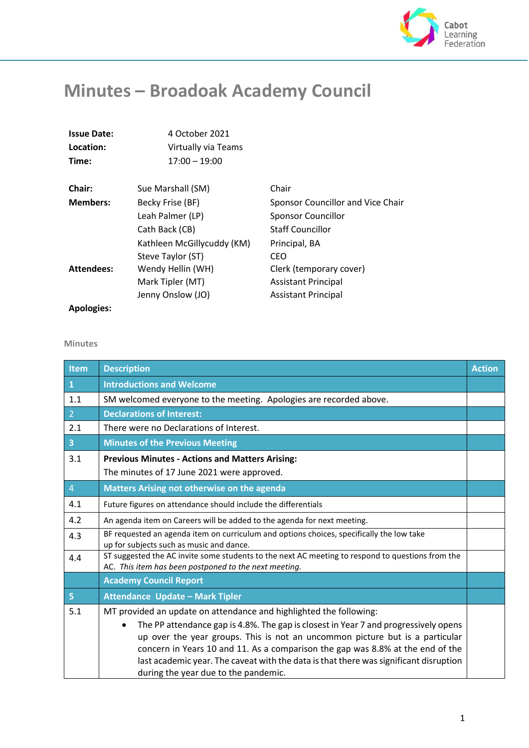# Minutes – Broadoak Academy Council

| | |
|---|---|
| **Issue Date:** | 4 October 2021 |
| **Location:** | Virtually via Teams |
| **Time:** | 17:00 – 19:00 |

| | | |
|---|---|---|
| **Chair:** | Sue Marshall (SM) | Chair |
| **Members:** | Becky Frise (BF) | Sponsor Councillor and Vice Chair |
| | Leah Palmer (LP) | Sponsor Councillor |
| | Cath Back (CB) | Staff Councillor |
| | Kathleen McGillycuddy (KM) | Principal, BA |
| | Steve Taylor (ST) | CEO |
| **Attendees:** | Wendy Hellin (WH) | Clerk (temporary cover) |
| | Mark Tipler (MT) | Assistant Principal |
| | Jenny Onslow (JO) | Assistant Principal |
| **Apologies:** | | |

## Minutes

| Item | Description | Action |
|---|---|---|
| **1** | **Introductions and Welcome** | |
| 1.1 | SM welcomed everyone to the meeting. Apologies are recorded above. | |
| 2 | **Declarations of Interest:** | |
| 2.1 | There were no Declarations of Interest. | |
| **3** | **Minutes of the Previous Meeting** | |
| 3.1 | **Previous Minutes - Actions and Matters Arising:**<br>The minutes of 17 June 2021 were approved. | |
| 4 | **Matters Arising not otherwise on the agenda** | |
| 4.1 | Future figures on attendance should include the differentials | |
| 4.2 | An agenda item on Careers will be added to the agenda for next meeting. | |
| 4.3 | BF requested an agenda item on curriculum and options choices, specifically the low take up for subjects such as music and dance. | |
| 4.4 | ST suggested the AC invite some students to the next AC meeting to respond to questions from the AC. *This item has been postponed to the next meeting.* | |
| | **Academy Council Report** | |
| **5** | **Attendance Update – Mark Tipler** | |
| 5.1 | MT provided an update on attendance and highlighted the following:<br>• The PP attendance gap is 4.8%. The gap is closest in Year 7 and progressively opens up over the year groups. This is not an uncommon picture but is a particular concern in Years 10 and 11. As a comparison the gap was 8.8% at the end of the last academic year. The caveat with the data is that there was significant disruption during the year due to the pandemic. | |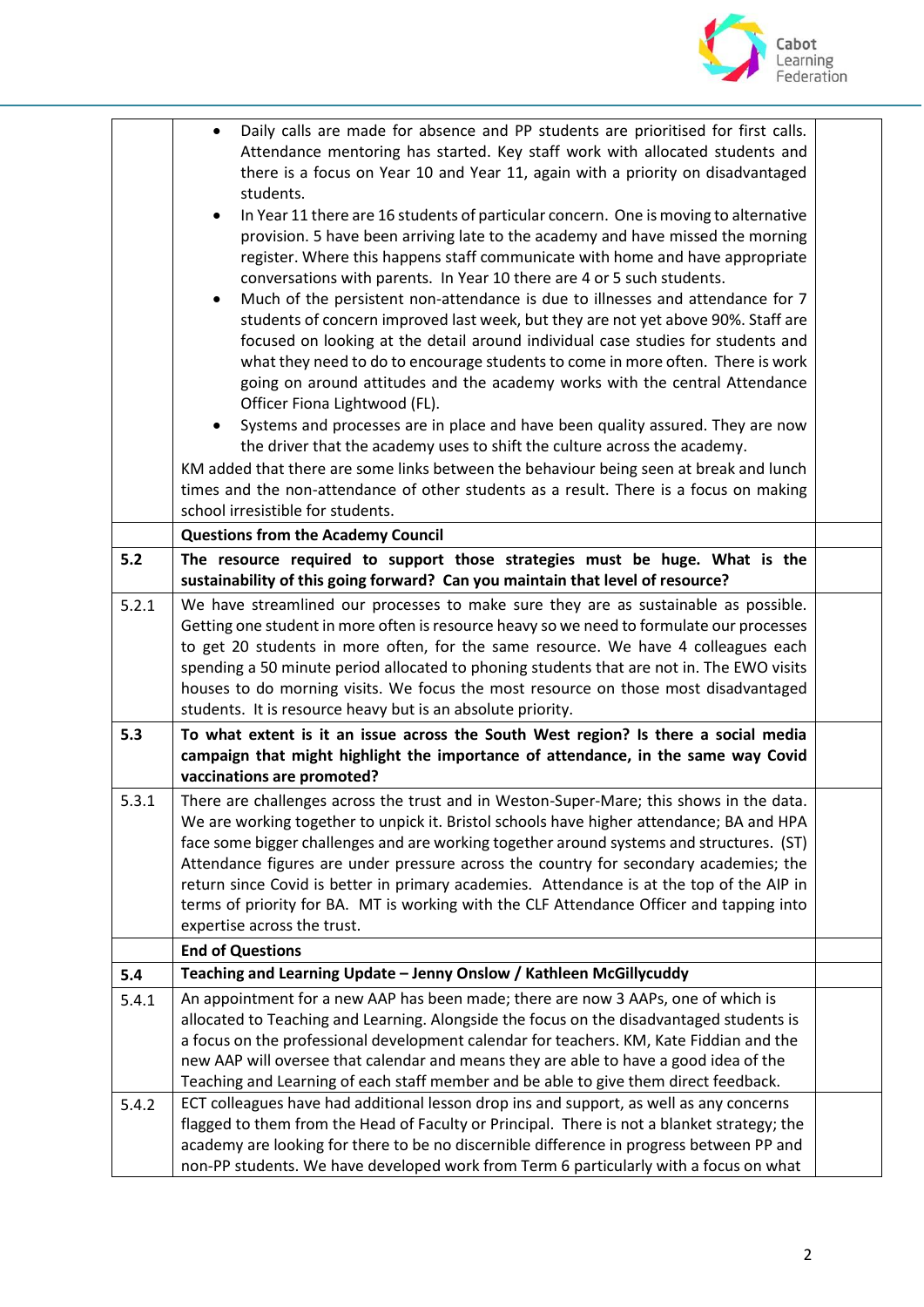| | | |
|---|---|---|
| | • Daily calls are made for absence and PP students are prioritised for first calls. Attendance mentoring has started. Key staff work with allocated students and there is a focus on Year 10 and Year 11, again with a priority on disadvantaged students.<br>• In Year 11 there are 16 students of particular concern. One is moving to alternative provision. 5 have been arriving late to the academy and have missed the morning register. Where this happens staff communicate with home and have appropriate conversations with parents. In Year 10 there are 4 or 5 such students.<br>• Much of the persistent non-attendance is due to illnesses and attendance for 7 students of concern improved last week, but they are not yet above 90%. Staff are focused on looking at the detail around individual case studies for students and what they need to do to encourage students to come in more often. There is work going on around attitudes and the academy works with the central Attendance Officer Fiona Lightwood (FL).<br>• Systems and processes are in place and have been quality assured. They are now the driver that the academy uses to shift the culture across the academy.<br>KM added that there are some links between the behaviour being seen at break and lunch times and the non-attendance of other students as a result. There is a focus on making school irresistible for students. | |
| | **Questions from the Academy Council** | |
| **5.2** | **The resource required to support those strategies must be huge. What is the sustainability of this going forward? Can you maintain that level of resource?** | |
| 5.2.1 | We have streamlined our processes to make sure they are as sustainable as possible. Getting one student in more often is resource heavy so we need to formulate our processes to get 20 students in more often, for the same resource. We have 4 colleagues each spending a 50 minute period allocated to phoning students that are not in. The EWO visits houses to do morning visits. We focus the most resource on those most disadvantaged students. It is resource heavy but is an absolute priority. | |
| **5.3** | **To what extent is it an issue across the South West region? Is there a social media campaign that might highlight the importance of attendance, in the same way Covid vaccinations are promoted?** | |
| 5.3.1 | There are challenges across the trust and in Weston-Super-Mare; this shows in the data. We are working together to unpick it. Bristol schools have higher attendance; BA and HPA face some bigger challenges and are working together around systems and structures. (ST) Attendance figures are under pressure across the country for secondary academies; the return since Covid is better in primary academies. Attendance is at the top of the AIP in terms of priority for BA. MT is working with the CLF Attendance Officer and tapping into expertise across the trust. | |
| | **End of Questions** | |
| **5.4** | **Teaching and Learning Update – Jenny Onslow / Kathleen McGillycuddy** | |
| 5.4.1 | An appointment for a new AAP has been made; there are now 3 AAPs, one of which is allocated to Teaching and Learning. Alongside the focus on the disadvantaged students is a focus on the professional development calendar for teachers. KM, Kate Fiddian and the new AAP will oversee that calendar and means they are able to have a good idea of the Teaching and Learning of each staff member and be able to give them direct feedback. | |
| 5.4.2 | ECT colleagues have had additional lesson drop ins and support, as well as any concerns flagged to them from the Head of Faculty or Principal. There is not a blanket strategy; the academy are looking for there to be no discernible difference in progress between PP and non-PP students. We have developed work from Term 6 particularly with a focus on what | |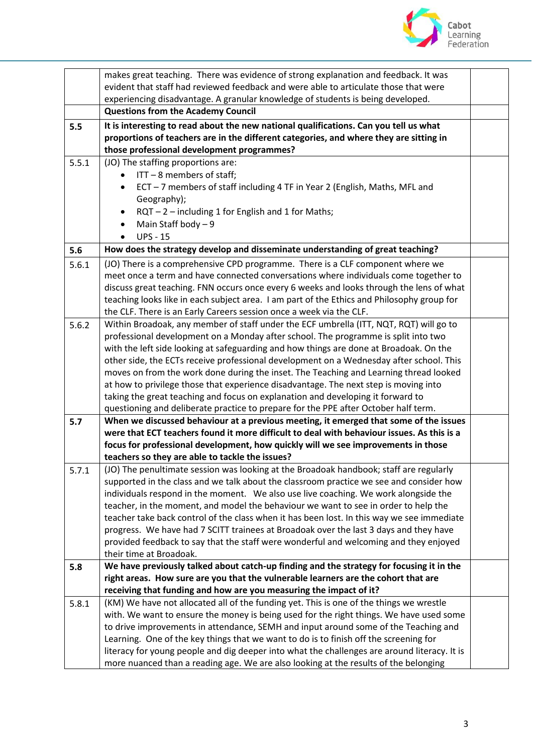| | | |
|---|---|---|
| | makes great teaching. There was evidence of strong explanation and feedback. It was evident that staff had reviewed feedback and were able to articulate those that were experiencing disadvantage. A granular knowledge of students is being developed. | |
| | **Questions from the Academy Council** | |
| **5.5** | **It is interesting to read about the new national qualifications. Can you tell us what proportions of teachers are in the different categories, and where they are sitting in those professional development programmes?** | |
| 5.5.1 | (JO) The staffing proportions are:<br>• ITT – 8 members of staff;<br>• ECT – 7 members of staff including 4 TF in Year 2 (English, Maths, MFL and Geography);<br>• RQT – 2 – including 1 for English and 1 for Maths;<br>• Main Staff body – 9<br>• UPS - 15 | |
| **5.6** | **How does the strategy develop and disseminate understanding of great teaching?** | |
| 5.6.1 | (JO) There is a comprehensive CPD programme. There is a CLF component where we meet once a term and have connected conversations where individuals come together to discuss great teaching. FNN occurs once every 6 weeks and looks through the lens of what teaching looks like in each subject area. I am part of the Ethics and Philosophy group for the CLF. There is an Early Careers session once a week via the CLF. | |
| 5.6.2 | Within Broadoak, any member of staff under the ECF umbrella (ITT, NQT, RQT) will go to professional development on a Monday after school. The programme is split into two with the left side looking at safeguarding and how things are done at Broadoak. On the other side, the ECTs receive professional development on a Wednesday after school. This moves on from the work done during the inset. The Teaching and Learning thread looked at how to privilege those that experience disadvantage. The next step is moving into taking the great teaching and focus on explanation and developing it forward to questioning and deliberate practice to prepare for the PPE after October half term. | |
| **5.7** | **When we discussed behaviour at a previous meeting, it emerged that some of the issues were that ECT teachers found it more difficult to deal with behaviour issues. As this is a focus for professional development, how quickly will we see improvements in those teachers so they are able to tackle the issues?** | |
| 5.7.1 | (JO) The penultimate session was looking at the Broadoak handbook; staff are regularly supported in the class and we talk about the classroom practice we see and consider how individuals respond in the moment. We also use live coaching. We work alongside the teacher, in the moment, and model the behaviour we want to see in order to help the teacher take back control of the class when it has been lost. In this way we see immediate progress. We have had 7 SCITT trainees at Broadoak over the last 3 days and they have provided feedback to say that the staff were wonderful and welcoming and they enjoyed their time at Broadoak. | |
| **5.8** | **We have previously talked about catch-up finding and the strategy for focusing it in the right areas. How sure are you that the vulnerable learners are the cohort that are receiving that funding and how are you measuring the impact of it?** | |
| 5.8.1 | (KM) We have not allocated all of the funding yet. This is one of the things we wrestle with. We want to ensure the money is being used for the right things. We have used some to drive improvements in attendance, SEMH and input around some of the Teaching and Learning. One of the key things that we want to do is to finish off the screening for literacy for young people and dig deeper into what the challenges are around literacy. It is more nuanced than a reading age. We are also looking at the results of the belonging | |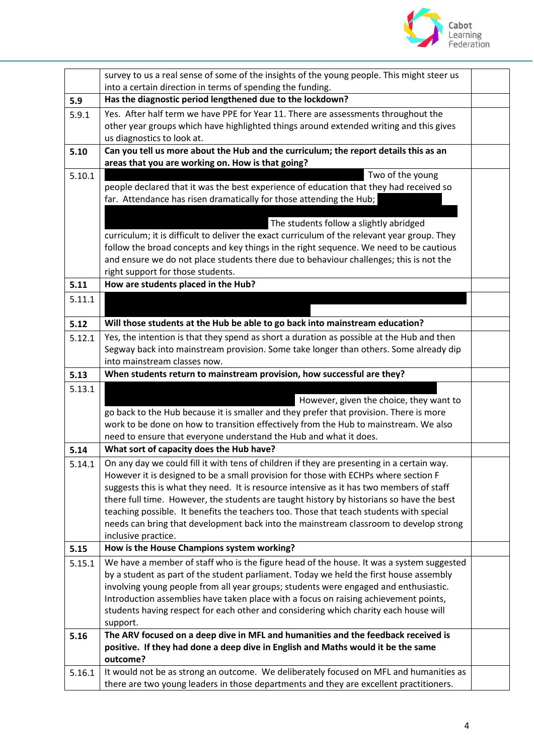| | | |
|---|---|---|
| | survey to us a real sense of some of the insights of the young people. This might steer us into a certain direction in terms of spending the funding. | |
| **5.9** | **Has the diagnostic period lengthened due to the lockdown?** | |
| 5.9.1 | Yes. After half term we have PPE for Year 11. There are assessments throughout the other year groups which have highlighted things around extended writing and this gives us diagnostics to look at. | |
| **5.10** | **Can you tell us more about the Hub and the curriculum; the report details this as an areas that you are working on. How is that going?** | |
| 5.10.1 | Two of the young people declared that it was the best experience of education that they had received so far. Attendance has risen dramatically for those attending the Hub; The students follow a slightly abridged curriculum; it is difficult to deliver the exact curriculum of the relevant year group. They follow the broad concepts and key things in the right sequence. We need to be cautious and ensure we do not place students there due to behaviour challenges; this is not the right support for those students. | |
| **5.11** | **How are students placed in the Hub?** | |
| 5.11.1 | | |
| **5.12** | **Will those students at the Hub be able to go back into mainstream education?** | |
| 5.12.1 | Yes, the intention is that they spend as short a duration as possible at the Hub and then Segway back into mainstream provision. Some take longer than others. Some already dip into mainstream classes now. | |
| **5.13** | **When students return to mainstream provision, how successful are they?** | |
| 5.13.1 | However, given the choice, they want to go back to the Hub because it is smaller and they prefer that provision. There is more work to be done on how to transition effectively from the Hub to mainstream. We also need to ensure that everyone understand the Hub and what it does. | |
| **5.14** | **What sort of capacity does the Hub have?** | |
| 5.14.1 | On any day we could fill it with tens of children if they are presenting in a certain way. However it is designed to be a small provision for those with ECHPs where section F suggests this is what they need. It is resource intensive as it has two members of staff there full time. However, the students are taught history by historians so have the best teaching possible. It benefits the teachers too. Those that teach students with special needs can bring that development back into the mainstream classroom to develop strong inclusive practice. | |
| **5.15** | **How is the House Champions system working?** | |
| 5.15.1 | We have a member of staff who is the figure head of the house. It was a system suggested by a student as part of the student parliament. Today we held the first house assembly involving young people from all year groups; students were engaged and enthusiastic. Introduction assemblies have taken place with a focus on raising achievement points, students having respect for each other and considering which charity each house will support. | |
| **5.16** | **The ARV focused on a deep dive in MFL and humanities and the feedback received is positive. If they had done a deep dive in English and Maths would it be the same outcome?** | |
| 5.16.1 | It would not be as strong an outcome. We deliberately focused on MFL and humanities as there are two young leaders in those departments and they are excellent practitioners. | |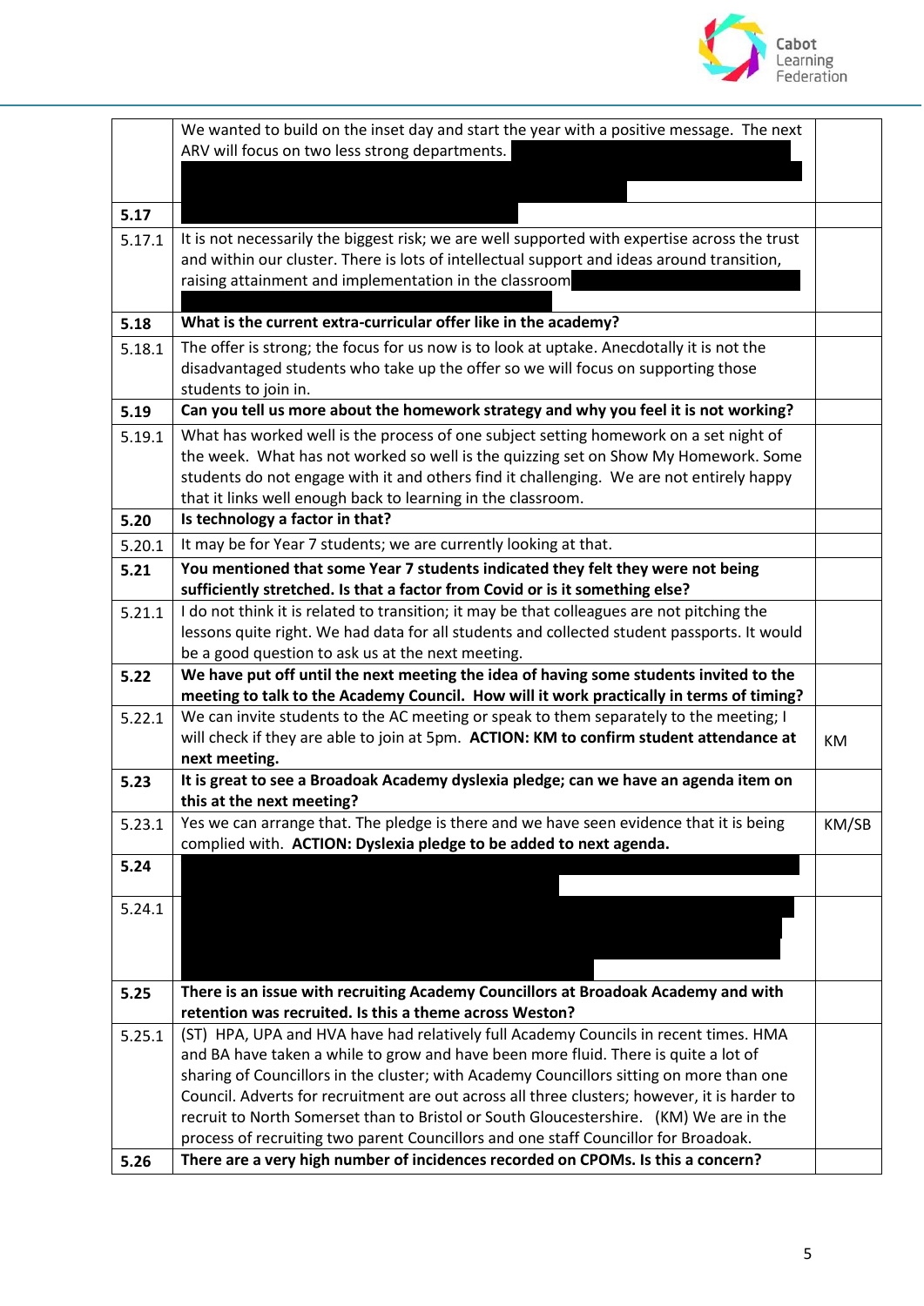| | | |
|---|---|---|
| | We wanted to build on the inset day and start the year with a positive message. The next ARV will focus on two less strong departments. | |
| **5.17** | | |
| 5.17.1 | It is not necessarily the biggest risk; we are well supported with expertise across the trust and within our cluster. There is lots of intellectual support and ideas around transition, raising attainment and implementation in the classroom | |
| **5.18** | **What is the current extra-curricular offer like in the academy?** | |
| 5.18.1 | The offer is strong; the focus for us now is to look at uptake. Anecdotally it is not the disadvantaged students who take up the offer so we will focus on supporting those students to join in. | |
| **5.19** | **Can you tell us more about the homework strategy and why you feel it is not working?** | |
| 5.19.1 | What has worked well is the process of one subject setting homework on a set night of the week. What has not worked so well is the quizzing set on Show My Homework. Some students do not engage with it and others find it challenging. We are not entirely happy that it links well enough back to learning in the classroom. | |
| **5.20** | **Is technology a factor in that?** | |
| 5.20.1 | It may be for Year 7 students; we are currently looking at that. | |
| **5.21** | **You mentioned that some Year 7 students indicated they felt they were not being sufficiently stretched. Is that a factor from Covid or is it something else?** | |
| 5.21.1 | I do not think it is related to transition; it may be that colleagues are not pitching the lessons quite right. We had data for all students and collected student passports. It would be a good question to ask us at the next meeting. | |
| **5.22** | **We have put off until the next meeting the idea of having some students invited to the meeting to talk to the Academy Council. How will it work practically in terms of timing?** | |
| 5.22.1 | We can invite students to the AC meeting or speak to them separately to the meeting; I will check if they are able to join at 5pm. **ACTION: KM to confirm student attendance at next meeting.** | KM |
| **5.23** | **It is great to see a Broadoak Academy dyslexia pledge; can we have an agenda item on this at the next meeting?** | |
| 5.23.1 | Yes we can arrange that. The pledge is there and we have seen evidence that it is being complied with. **ACTION: Dyslexia pledge to be added to next agenda.** | KM/SB |
| **5.24** | | |
| 5.24.1 | | |
| **5.25** | **There is an issue with recruiting Academy Councillors at Broadoak Academy and with retention was recruited. Is this a theme across Weston?** | |
| 5.25.1 | (ST) HPA, UPA and HVA have had relatively full Academy Councils in recent times. HMA and BA have taken a while to grow and have been more fluid. There is quite a lot of sharing of Councillors in the cluster; with Academy Councillors sitting on more than one Council. Adverts for recruitment are out across all three clusters; however, it is harder to recruit to North Somerset than to Bristol or South Gloucestershire. (KM) We are in the process of recruiting two parent Councillors and one staff Councillor for Broadoak. | |
| **5.26** | **There are a very high number of incidences recorded on CPOMs. Is this a concern?** | |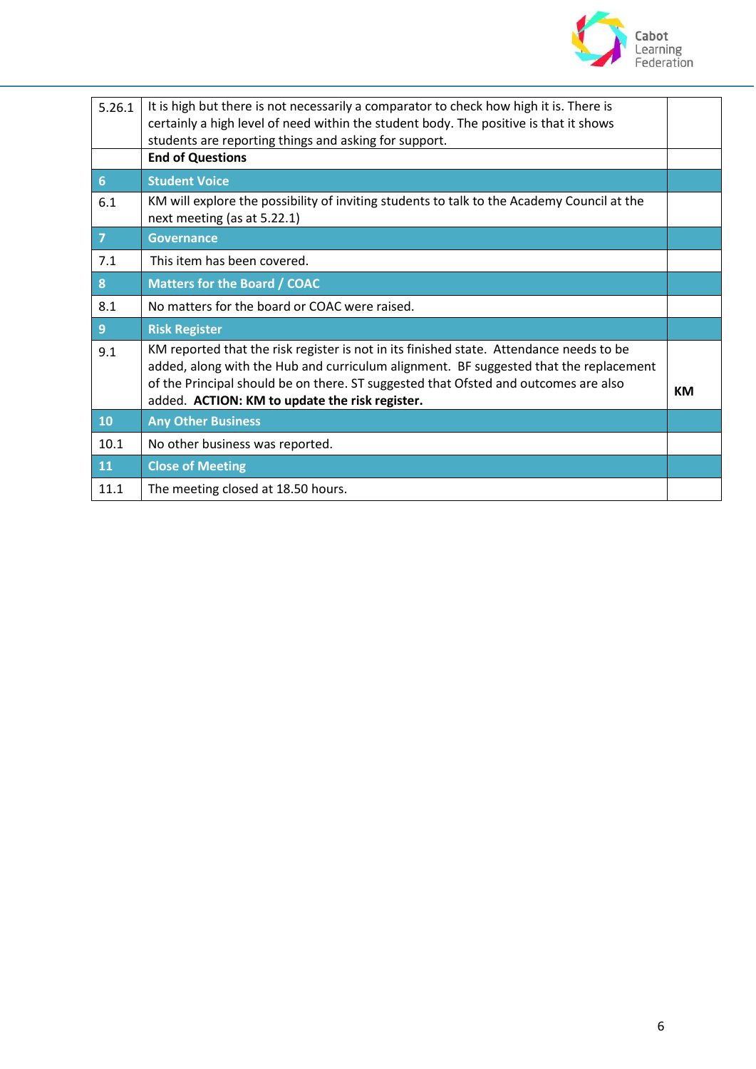| | | |
|---|---|---|
| 5.26.1 | It is high but there is not necessarily a comparator to check how high it is. There is certainly a high level of need within the student body. The positive is that it shows students are reporting things and asking for support. | |
| | **End of Questions** | |
| **6** | **Student Voice** | |
| 6.1 | KM will explore the possibility of inviting students to talk to the Academy Council at the next meeting (as at 5.22.1) | |
| **7** | **Governance** | |
| 7.1 | This item has been covered. | |
| **8** | **Matters for the Board / COAC** | |
| 8.1 | No matters for the board or COAC were raised. | |
| **9** | **Risk Register** | |
| 9.1 | KM reported that the risk register is not in its finished state. Attendance needs to be added, along with the Hub and curriculum alignment. BF suggested that the replacement of the Principal should be on there. ST suggested that Ofsted and outcomes are also added. **ACTION: KM to update the risk register.** | **KM** |
| **10** | **Any Other Business** | |
| 10.1 | No other business was reported. | |
| **11** | **Close of Meeting** | |
| 11.1 | The meeting closed at 18.50 hours. | |